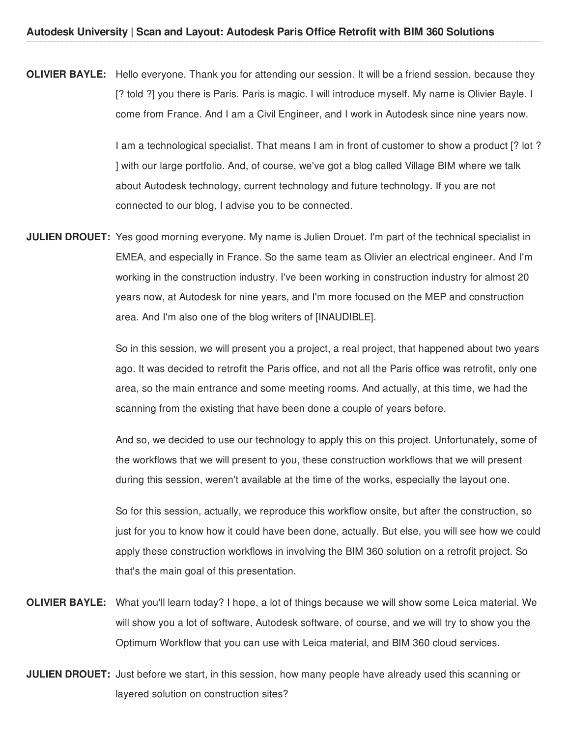**OLIVIER BAYLE:** Hello everyone. Thank you for attending our session. It will be a friend session, because they [? told ?] you there is Paris. Paris is magic. I will introduce myself. My name is Olivier Bayle. I come from France. And I am a Civil Engineer, and I work in Autodesk since nine years now.

I am a technological specialist. That means I am in front of customer to show a product [? lot ? ] with our large portfolio. And, of course, we've got a blog called Village BIM where we talk about Autodesk technology, current technology and future technology. If you are not connected to our blog, I advise you to be connected.

**JULIEN DROUET:** Yes good morning everyone. My name is Julien Drouet. I'm part of the technical specialist in EMEA, and especially in France. So the same team as Olivier an electrical engineer. And I'm working in the construction industry. I've been working in construction industry for almost 20 years now, at Autodesk for nine years, and I'm more focused on the MEP and construction area. And I'm also one of the blog writers of [INAUDIBLE].

So in this session, we will present you a project, a real project, that happened about two years ago. It was decided to retrofit the Paris office, and not all the Paris office was retrofit, only one area, so the main entrance and some meeting rooms. And actually, at this time, we had the scanning from the existing that have been done a couple of years before.

And so, we decided to use our technology to apply this on this project. Unfortunately, some of the workflows that we will present to you, these construction workflows that we will present during this session, weren't available at the time of the works, especially the layout one.

So for this session, actually, we reproduce this workflow onsite, but after the construction, so just for you to know how it could have been done, actually. But else, you will see how we could apply these construction workflows in involving the BIM 360 solution on a retrofit project. So that's the main goal of this presentation.

**OLIVIER BAYLE:** What you'll learn today? I hope, a lot of things because we will show some Leica material. We will show you a lot of software, Autodesk software, of course, and we will try to show you the Optimum Workflow that you can use with Leica material, and BIM 360 cloud services.

**JULIEN DROUET:** Just before we start, in this session, how many people have already used this scanning or layered solution on construction sites?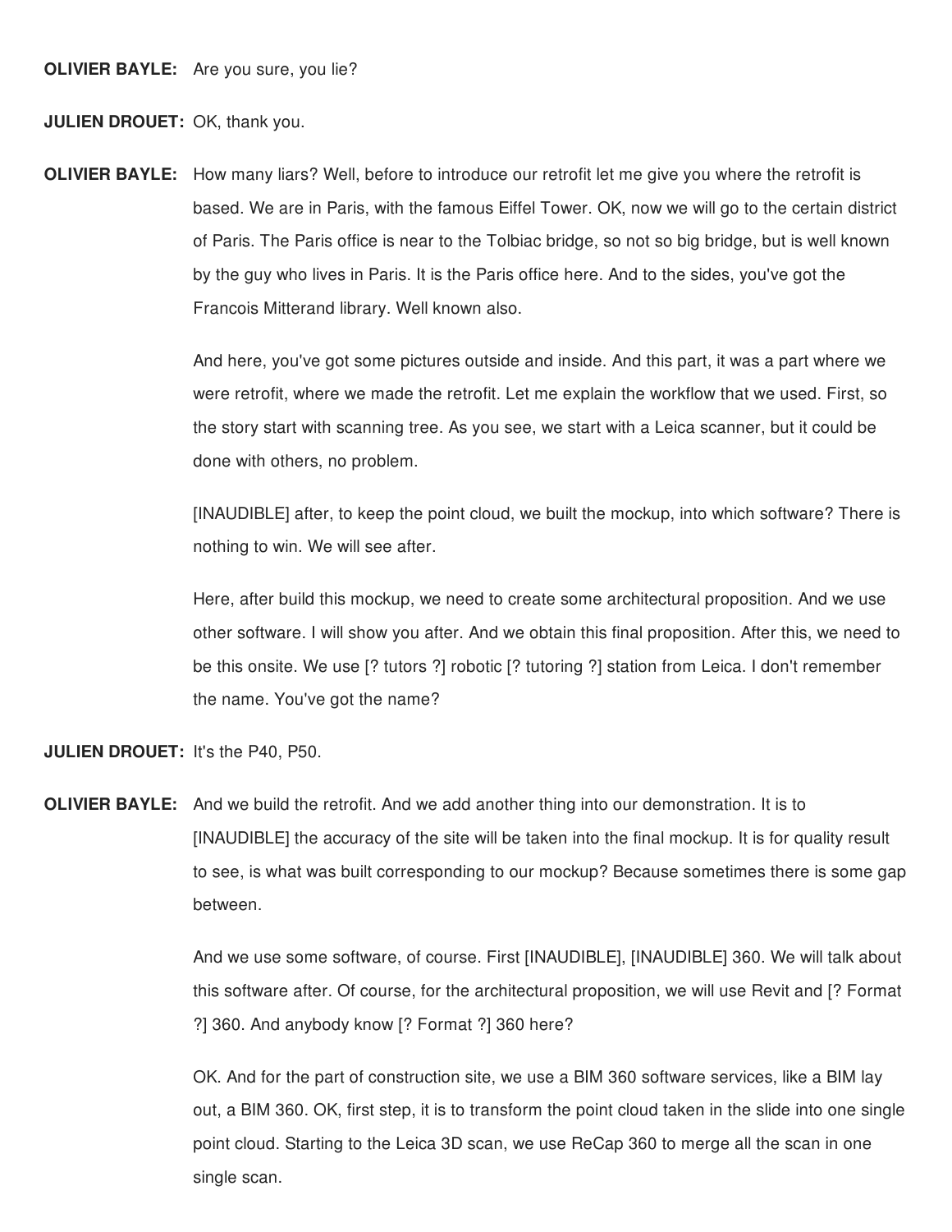**OLIVIER BAYLE:** Are you sure, you lie?

**JULIEN DROUET:** OK, thank you.

**OLIVIER BAYLE:** How many liars? Well, before to introduce our retrofit let me give you where the retrofit is based. We are in Paris, with the famous Eiffel Tower. OK, now we will go to the certain district of Paris. The Paris office is near to the Tolbiac bridge, so not so big bridge, but is well known by the guy who lives in Paris. It is the Paris office here. And to the sides, you've got the Francois Mitterand library. Well known also.

And here, you've got some pictures outside and inside. And this part, it was a part where we were retrofit, where we made the retrofit. Let me explain the workflow that we used. First, so the story start with scanning tree. As you see, we start with a Leica scanner, but it could be done with others, no problem.

[INAUDIBLE] after, to keep the point cloud, we built the mockup, into which software? There is nothing to win. We will see after.

Here, after build this mockup, we need to create some architectural proposition. And we use other software. I will show you after. And we obtain this final proposition. After this, we need to be this onsite. We use [? tutors ?] robotic [? tutoring ?] station from Leica. I don't remember the name. You've got the name?

**JULIEN DROUET:** It's the P40, P50.

**OLIVIER BAYLE:** And we build the retrofit. And we add another thing into our demonstration. It is to [INAUDIBLE] the accuracy of the site will be taken into the final mockup. It is for quality result to see, is what was built corresponding to our mockup? Because sometimes there is some gap between.

And we use some software, of course. First [INAUDIBLE], [INAUDIBLE] 360. We will talk about this software after. Of course, for the architectural proposition, we will use Revit and [? Format ?] 360. And anybody know [? Format ?] 360 here?

OK. And for the part of construction site, we use a BIM 360 software services, like a BIM lay out, a BIM 360. OK, first step, it is to transform the point cloud taken in the slide into one single point cloud. Starting to the Leica 3D scan, we use ReCap 360 to merge all the scan in one single scan.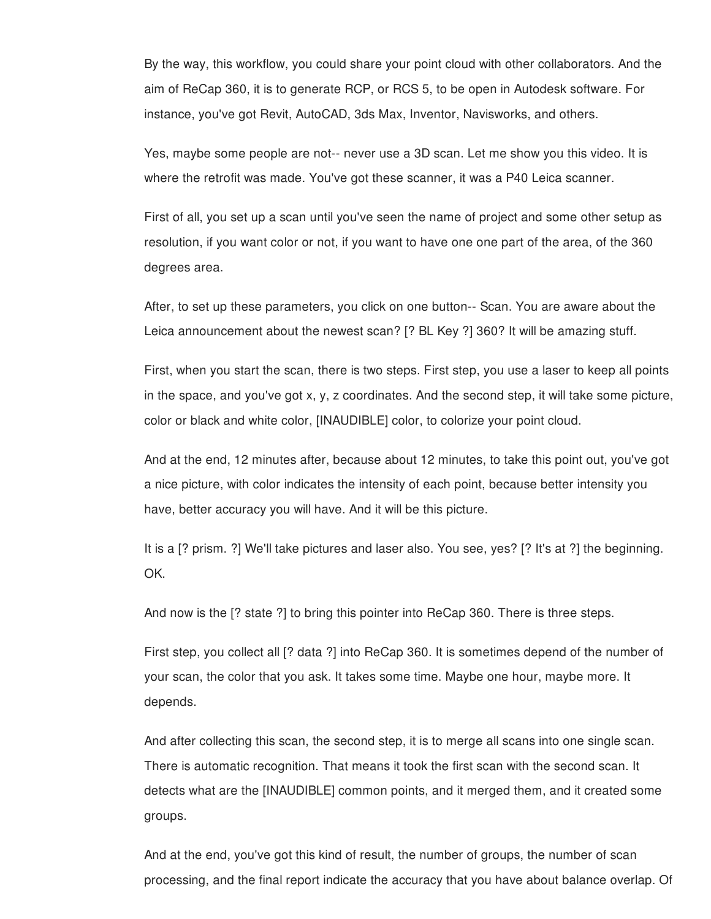By the way, this workflow, you could share your point cloud with other collaborators. And the aim of ReCap 360, it is to generate RCP, or RCS 5, to be open in Autodesk software. For instance, you've got Revit, AutoCAD, 3ds Max, Inventor, Navisworks, and others.

Yes, maybe some people are not-- never use a 3D scan. Let me show you this video. It is where the retrofit was made. You've got these scanner, it was a P40 Leica scanner.

First of all, you set up a scan until you've seen the name of project and some other setup as resolution, if you want color or not, if you want to have one one part of the area, of the 360 degrees area.

After, to set up these parameters, you click on one button-- Scan. You are aware about the Leica announcement about the newest scan? [? BL Key ?] 360? It will be amazing stuff.

First, when you start the scan, there is two steps. First step, you use a laser to keep all points in the space, and you've got x, y, z coordinates. And the second step, it will take some picture, color or black and white color, [INAUDIBLE] color, to colorize your point cloud.

And at the end, 12 minutes after, because about 12 minutes, to take this point out, you've got a nice picture, with color indicates the intensity of each point, because better intensity you have, better accuracy you will have. And it will be this picture.

It is a [? prism. ?] We'll take pictures and laser also. You see, yes? [? It's at ?] the beginning. OK.

And now is the [? state ?] to bring this pointer into ReCap 360. There is three steps.

First step, you collect all [? data ?] into ReCap 360. It is sometimes depend of the number of your scan, the color that you ask. It takes some time. Maybe one hour, maybe more. It depends.

And after collecting this scan, the second step, it is to merge all scans into one single scan. There is automatic recognition. That means it took the first scan with the second scan. It detects what are the [INAUDIBLE] common points, and it merged them, and it created some groups.

And at the end, you've got this kind of result, the number of groups, the number of scan processing, and the final report indicate the accuracy that you have about balance overlap. Of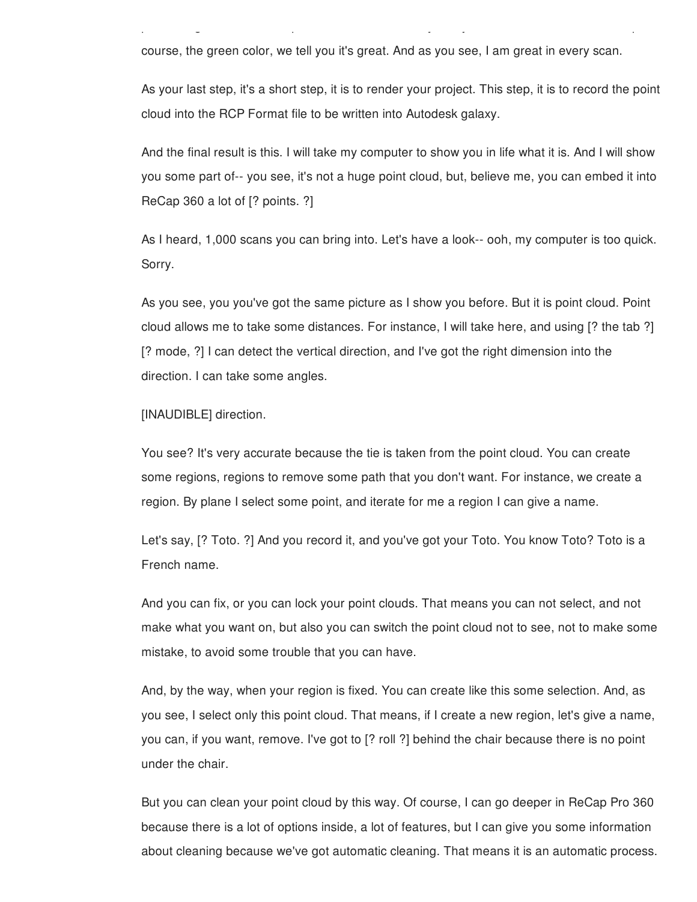course, the green color, we tell you it's great. And as you see, I am great in every scan.

As your last step, it's a short step, it is to render your project. This step, it is to record the point cloud into the RCP Format file to be written into Autodesk galaxy.

And the final result is this. I will take my computer to show you in life what it is. And I will show you some part of-- you see, it's not a huge point cloud, but, believe me, you can embed it into ReCap 360 a lot of [? points. ?]

As I heard, 1,000 scans you can bring into. Let's have a look-- ooh, my computer is too quick. Sorry.

As you see, you you've got the same picture as I show you before. But it is point cloud. Point cloud allows me to take some distances. For instance, I will take here, and using [? the tab ?] [? mode, ?] I can detect the vertical direction, and I've got the right dimension into the direction. I can take some angles.

[INAUDIBLE] direction.

You see? It's very accurate because the tie is taken from the point cloud. You can create some regions, regions to remove some path that you don't want. For instance, we create a region. By plane I select some point, and iterate for me a region I can give a name.

Let's say, [? Toto. ?] And you record it, and you've got your Toto. You know Toto? Toto is a French name.

And you can fix, or you can lock your point clouds. That means you can not select, and not make what you want on, but also you can switch the point cloud not to see, not to make some mistake, to avoid some trouble that you can have.

And, by the way, when your region is fixed. You can create like this some selection. And, as you see, I select only this point cloud. That means, if I create a new region, let's give a name, you can, if you want, remove. I've got to [? roll ?] behind the chair because there is no point under the chair.

But you can clean your point cloud by this way. Of course, I can go deeper in ReCap Pro 360 because there is a lot of options inside, a lot of features, but I can give you some information about cleaning because we've got automatic cleaning. That means it is an automatic process.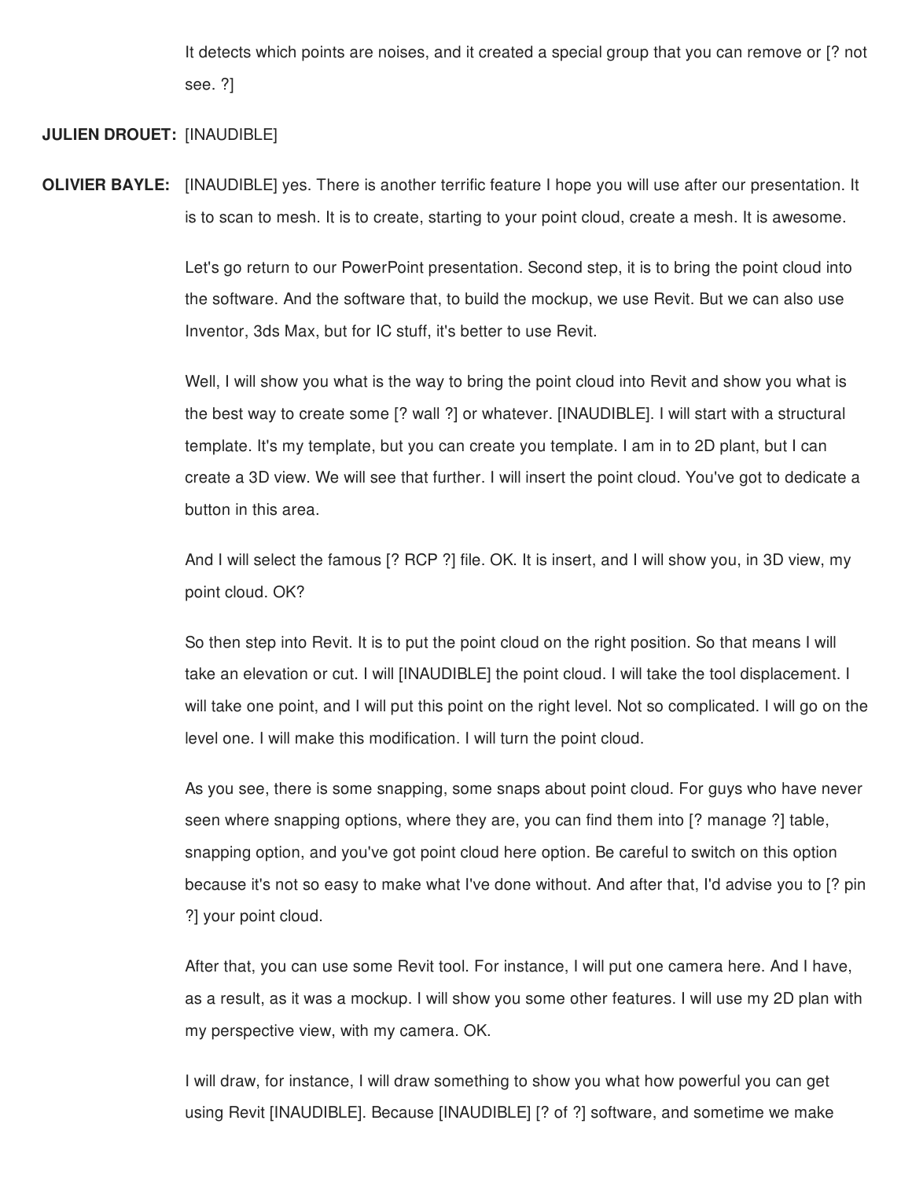It detects which points are noises, and it created a special group that you can remove or [? not see. ?]

**JULIEN DROUET:** [INAUDIBLE]

**OLIVIER BAYLE:** [INAUDIBLE] yes. There is another terrific feature I hope you will use after our presentation. It is to scan to mesh. It is to create, starting to your point cloud, create a mesh. It is awesome.

Let's go return to our PowerPoint presentation. Second step, it is to bring the point cloud into the software. And the software that, to build the mockup, we use Revit. But we can also use Inventor, 3ds Max, but for IC stuff, it's better to use Revit.

Well, I will show you what is the way to bring the point cloud into Revit and show you what is the best way to create some [? wall ?] or whatever. [INAUDIBLE]. I will start with a structural template. It's my template, but you can create you template. I am in to 2D plant, but I can create a 3D view. We will see that further. I will insert the point cloud. You've got to dedicate a button in this area.

And I will select the famous [? RCP ?] file. OK. It is insert, and I will show you, in 3D view, my point cloud. OK?

So then step into Revit. It is to put the point cloud on the right position. So that means I will take an elevation or cut. I will [INAUDIBLE] the point cloud. I will take the tool displacement. I will take one point, and I will put this point on the right level. Not so complicated. I will go on the level one. I will make this modification. I will turn the point cloud.

As you see, there is some snapping, some snaps about point cloud. For guys who have never seen where snapping options, where they are, you can find them into [? manage ?] table, snapping option, and you've got point cloud here option. Be careful to switch on this option because it's not so easy to make what I've done without. And after that, I'd advise you to [? pin ?] your point cloud.

After that, you can use some Revit tool. For instance, I will put one camera here. And I have, as a result, as it was a mockup. I will show you some other features. I will use my 2D plan with my perspective view, with my camera. OK.

I will draw, for instance, I will draw something to show you what how powerful you can get using Revit [INAUDIBLE]. Because [INAUDIBLE] [? of ?] software, and sometime we make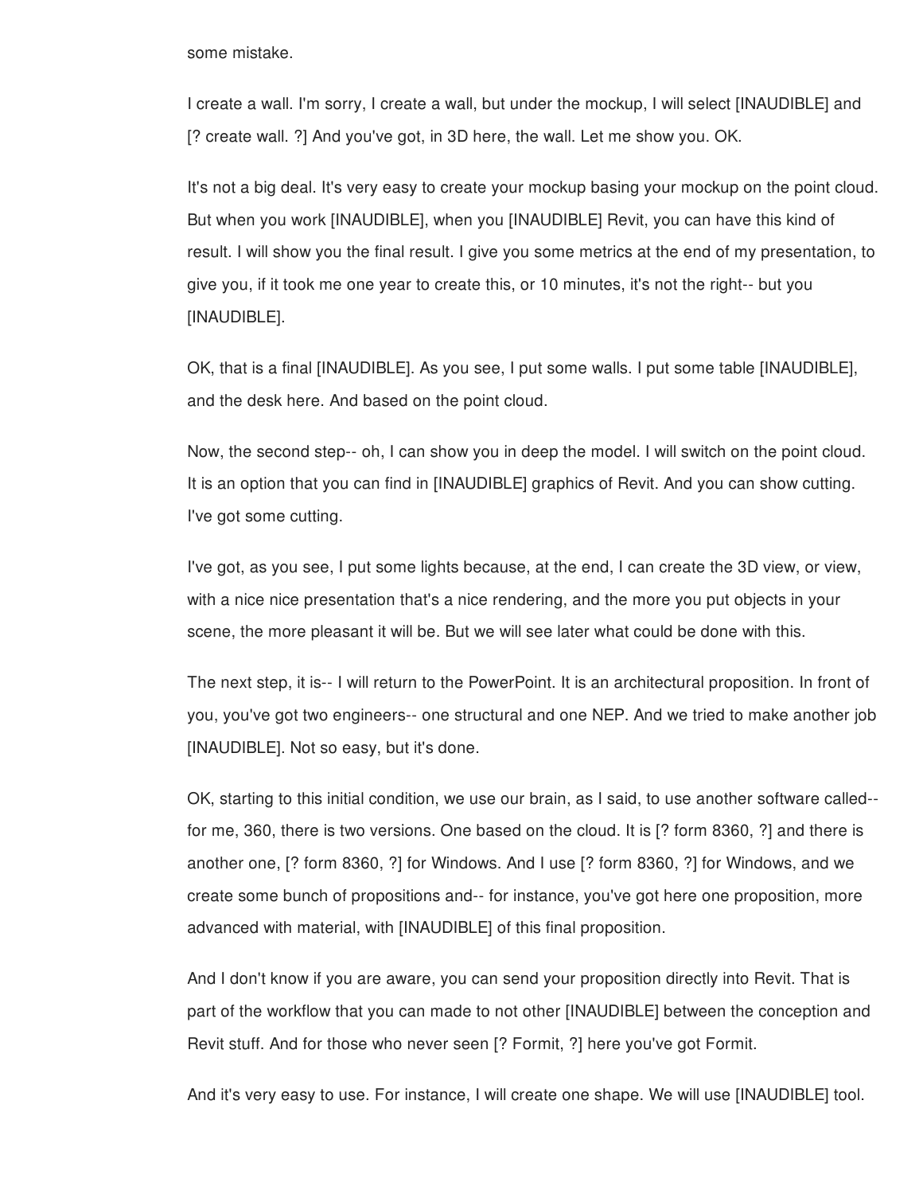some mistake.

I create a wall. I'm sorry, I create a wall, but under the mockup, I will select [INAUDIBLE] and [? create wall. ?] And you've got, in 3D here, the wall. Let me show you. OK.

It's not a big deal. It's very easy to create your mockup basing your mockup on the point cloud. But when you work [INAUDIBLE], when you [INAUDIBLE] Revit, you can have this kind of result. I will show you the final result. I give you some metrics at the end of my presentation, to give you, if it took me one year to create this, or 10 minutes, it's not the right-- but you [INAUDIBLE].

OK, that is a final [INAUDIBLE]. As you see, I put some walls. I put some table [INAUDIBLE], and the desk here. And based on the point cloud.

Now, the second step-- oh, I can show you in deep the model. I will switch on the point cloud. It is an option that you can find in [INAUDIBLE] graphics of Revit. And you can show cutting. I've got some cutting.

I've got, as you see, I put some lights because, at the end, I can create the 3D view, or view, with a nice nice presentation that's a nice rendering, and the more you put objects in your scene, the more pleasant it will be. But we will see later what could be done with this.

The next step, it is-- I will return to the PowerPoint. It is an architectural proposition. In front of you, you've got two engineers-- one structural and one NEP. And we tried to make another job [INAUDIBLE]. Not so easy, but it's done.

OK, starting to this initial condition, we use our brain, as I said, to use another software called-- for me, 360, there is two versions. One based on the cloud. It is [? form 8360, ?] and there is another one, [? form 8360, ?] for Windows. And I use [? form 8360, ?] for Windows, and we create some bunch of propositions and-- for instance, you've got here one proposition, more advanced with material, with [INAUDIBLE] of this final proposition.

And I don't know if you are aware, you can send your proposition directly into Revit. That is part of the workflow that you can made to not other [INAUDIBLE] between the conception and Revit stuff. And for those who never seen [? Formit, ?] here you've got Formit.

And it's very easy to use. For instance, I will create one shape. We will use [INAUDIBLE] tool.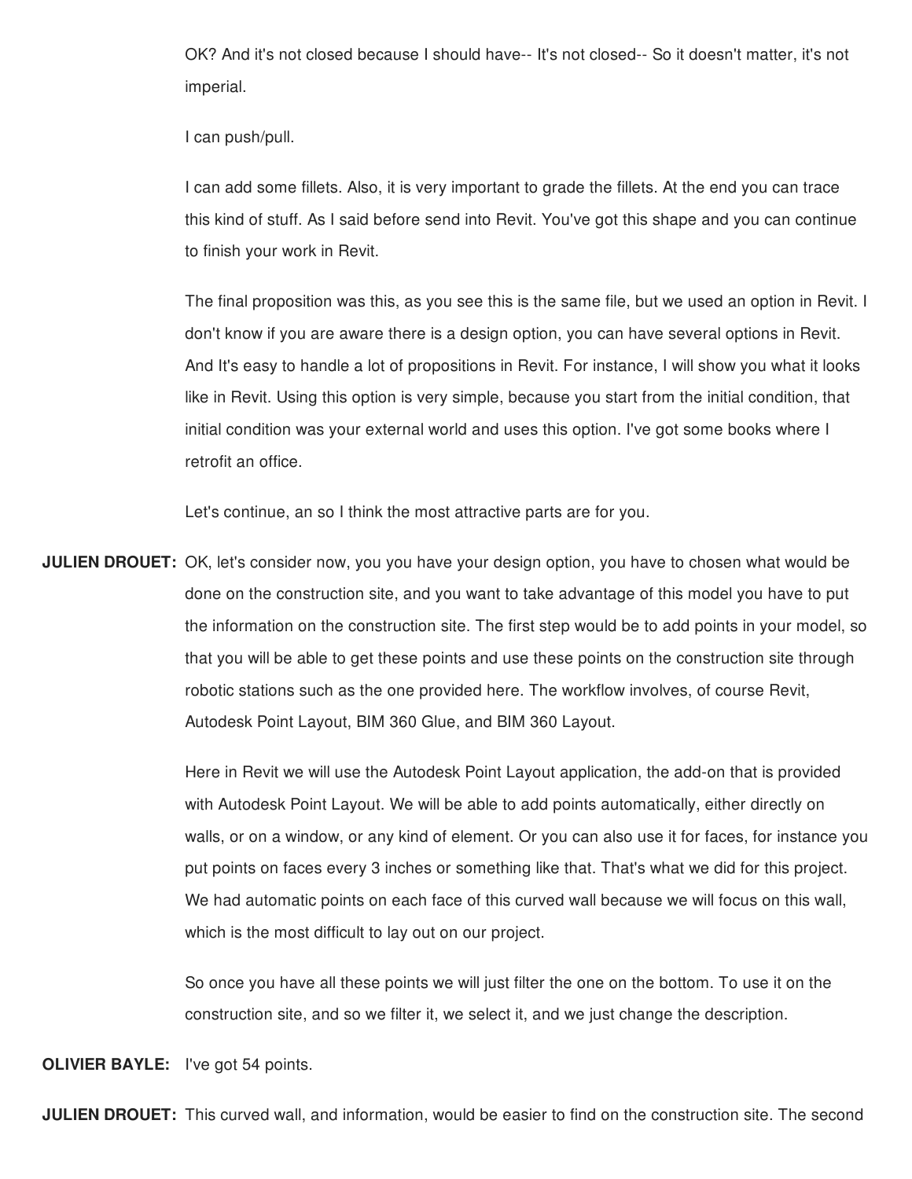OK? And it's not closed because I should have-- It's not closed-- So it doesn't matter, it's not imperial.

I can push/pull.

I can add some fillets. Also, it is very important to grade the fillets. At the end you can trace this kind of stuff. As I said before send into Revit. You've got this shape and you can continue to finish your work in Revit.

The final proposition was this, as you see this is the same file, but we used an option in Revit. I don't know if you are aware there is a design option, you can have several options in Revit. And It's easy to handle a lot of propositions in Revit. For instance, I will show you what it looks like in Revit. Using this option is very simple, because you start from the initial condition, that initial condition was your external world and uses this option. I've got some books where I retrofit an office.

Let's continue, an so I think the most attractive parts are for you.

**JULIEN DROUET:** OK, let's consider now, you you have your design option, you have to chosen what would be done on the construction site, and you want to take advantage of this model you have to put the information on the construction site. The first step would be to add points in your model, so that you will be able to get these points and use these points on the construction site through robotic stations such as the one provided here. The workflow involves, of course Revit, Autodesk Point Layout, BIM 360 Glue, and BIM 360 Layout.

Here in Revit we will use the Autodesk Point Layout application, the add-on that is provided with Autodesk Point Layout. We will be able to add points automatically, either directly on walls, or on a window, or any kind of element. Or you can also use it for faces, for instance you put points on faces every 3 inches or something like that. That's what we did for this project. We had automatic points on each face of this curved wall because we will focus on this wall, which is the most difficult to lay out on our project.

So once you have all these points we will just filter the one on the bottom. To use it on the construction site, and so we filter it, we select it, and we just change the description.

**OLIVIER BAYLE:** I've got 54 points.

**JULIEN DROUET:** This curved wall, and information, would be easier to find on the construction site. The second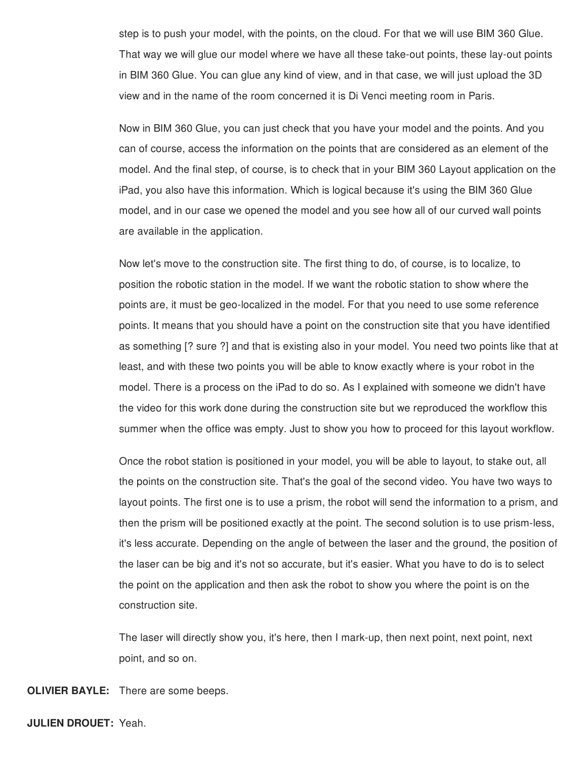step is to push your model, with the points, on the cloud. For that we will use BIM 360 Glue. That way we will glue our model where we have all these take-out points, these lay-out points in BIM 360 Glue. You can glue any kind of view, and in that case, we will just upload the 3D view and in the name of the room concerned it is Di Venci meeting room in Paris.

Now in BIM 360 Glue, you can just check that you have your model and the points. And you can of course, access the information on the points that are considered as an element of the model. And the final step, of course, is to check that in your BIM 360 Layout application on the iPad, you also have this information. Which is logical because it's using the BIM 360 Glue model, and in our case we opened the model and you see how all of our curved wall points are available in the application.

Now let's move to the construction site. The first thing to do, of course, is to localize, to position the robotic station in the model. If we want the robotic station to show where the points are, it must be geo-localized in the model. For that you need to use some reference points. It means that you should have a point on the construction site that you have identified as something [? sure ?] and that is existing also in your model. You need two points like that at least, and with these two points you will be able to know exactly where is your robot in the model. There is a process on the iPad to do so. As I explained with someone we didn't have the video for this work done during the construction site but we reproduced the workflow this summer when the office was empty. Just to show you how to proceed for this layout workflow.

Once the robot station is positioned in your model, you will be able to layout, to stake out, all the points on the construction site. That's the goal of the second video. You have two ways to layout points. The first one is to use a prism, the robot will send the information to a prism, and then the prism will be positioned exactly at the point. The second solution is to use prism-less, it's less accurate. Depending on the angle of between the laser and the ground, the position of the laser can be big and it's not so accurate, but it's easier. What you have to do is to select the point on the application and then ask the robot to show you where the point is on the construction site.

The laser will directly show you, it's here, then I mark-up, then next point, next point, next point, and so on.

**OLIVIER BAYLE:** There are some beeps.

**JULIEN DROUET:** Yeah.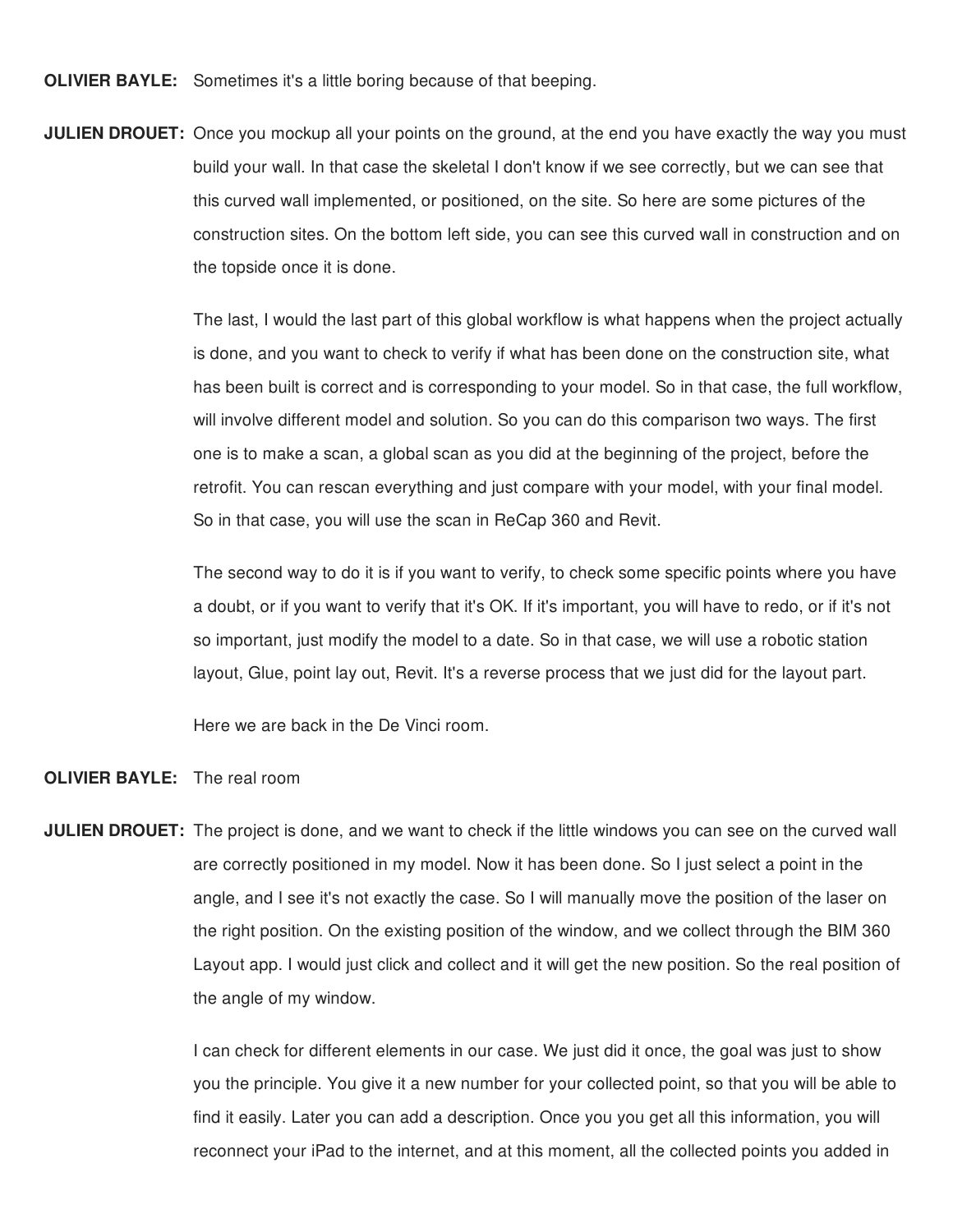**OLIVIER BAYLE:** Sometimes it's a little boring because of that beeping.

**JULIEN DROUET:** Once you mockup all your points on the ground, at the end you have exactly the way you must build your wall. In that case the skeletal I don't know if we see correctly, but we can see that this curved wall implemented, or positioned, on the site. So here are some pictures of the construction sites. On the bottom left side, you can see this curved wall in construction and on the topside once it is done.

The last, I would the last part of this global workflow is what happens when the project actually is done, and you want to check to verify if what has been done on the construction site, what has been built is correct and is corresponding to your model. So in that case, the full workflow, will involve different model and solution. So you can do this comparison two ways. The first one is to make a scan, a global scan as you did at the beginning of the project, before the retrofit. You can rescan everything and just compare with your model, with your final model. So in that case, you will use the scan in ReCap 360 and Revit.

The second way to do it is if you want to verify, to check some specific points where you have a doubt, or if you want to verify that it's OK. If it's important, you will have to redo, or if it's not so important, just modify the model to a date. So in that case, we will use a robotic station layout, Glue, point lay out, Revit. It's a reverse process that we just did for the layout part.

Here we are back in the De Vinci room.

**OLIVIER BAYLE:** The real room

**JULIEN DROUET:** The project is done, and we want to check if the little windows you can see on the curved wall are correctly positioned in my model. Now it has been done. So I just select a point in the angle, and I see it's not exactly the case. So I will manually move the position of the laser on the right position. On the existing position of the window, and we collect through the BIM 360 Layout app. I would just click and collect and it will get the new position. So the real position of the angle of my window.

I can check for different elements in our case. We just did it once, the goal was just to show you the principle. You give it a new number for your collected point, so that you will be able to find it easily. Later you can add a description. Once you you get all this information, you will reconnect your iPad to the internet, and at this moment, all the collected points you added in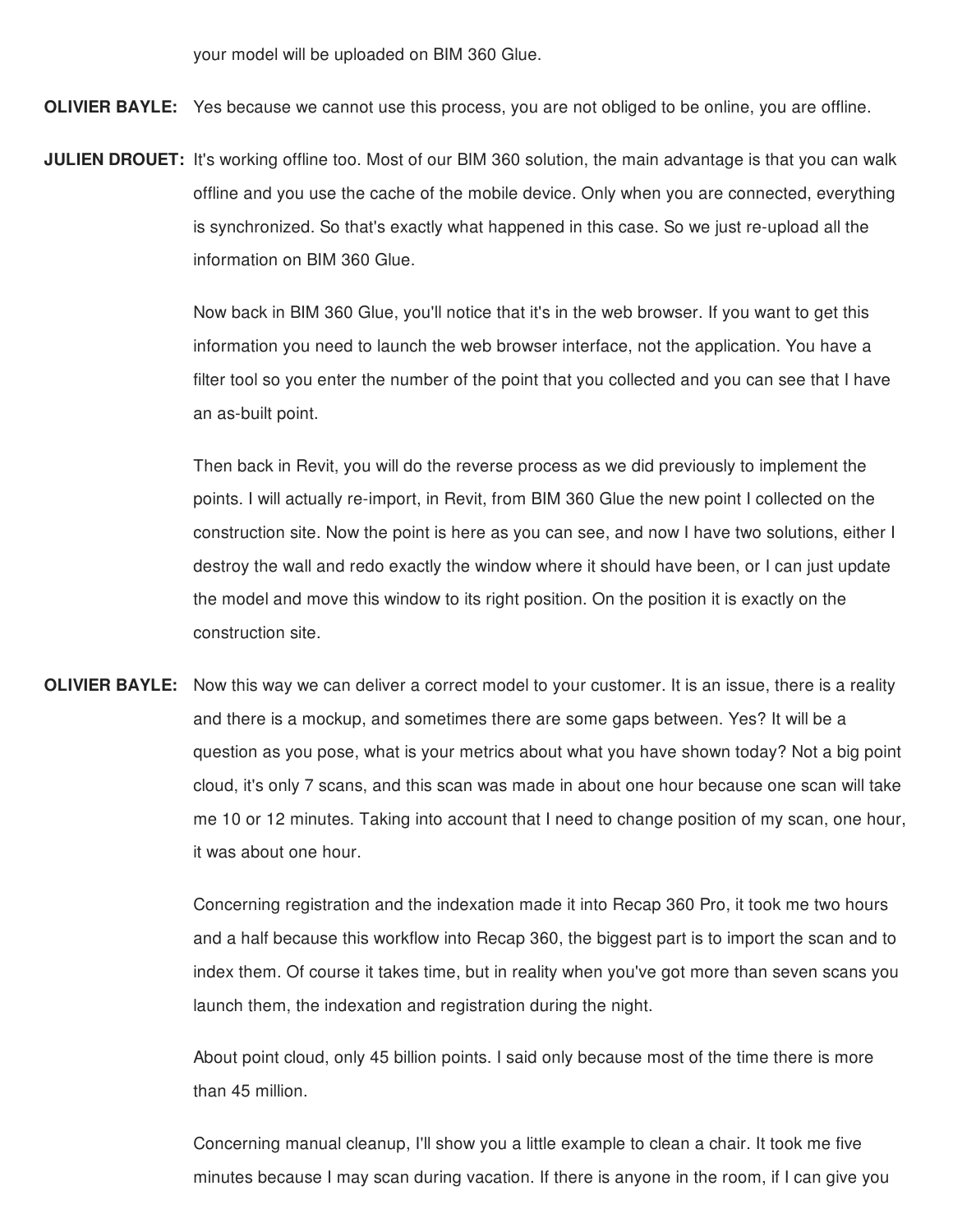your model will be uploaded on BIM 360 Glue.

**OLIVIER BAYLE:** Yes because we cannot use this process, you are not obliged to be online, you are offline.

**JULIEN DROUET:** It's working offline too. Most of our BIM 360 solution, the main advantage is that you can walk offline and you use the cache of the mobile device. Only when you are connected, everything is synchronized. So that's exactly what happened in this case. So we just re-upload all the information on BIM 360 Glue.

Now back in BIM 360 Glue, you'll notice that it's in the web browser. If you want to get this information you need to launch the web browser interface, not the application. You have a filter tool so you enter the number of the point that you collected and you can see that I have an as-built point.

Then back in Revit, you will do the reverse process as we did previously to implement the points. I will actually re-import, in Revit, from BIM 360 Glue the new point I collected on the construction site. Now the point is here as you can see, and now I have two solutions, either I destroy the wall and redo exactly the window where it should have been, or I can just update the model and move this window to its right position. On the position it is exactly on the construction site.

**OLIVIER BAYLE:** Now this way we can deliver a correct model to your customer. It is an issue, there is a reality and there is a mockup, and sometimes there are some gaps between. Yes? It will be a question as you pose, what is your metrics about what you have shown today? Not a big point cloud, it's only 7 scans, and this scan was made in about one hour because one scan will take me 10 or 12 minutes. Taking into account that I need to change position of my scan, one hour, it was about one hour.

Concerning registration and the indexation made it into Recap 360 Pro, it took me two hours and a half because this workflow into Recap 360, the biggest part is to import the scan and to index them. Of course it takes time, but in reality when you've got more than seven scans you launch them, the indexation and registration during the night.

About point cloud, only 45 billion points. I said only because most of the time there is more than 45 million.

Concerning manual cleanup, I'll show you a little example to clean a chair. It took me five minutes because I may scan during vacation. If there is anyone in the room, if I can give you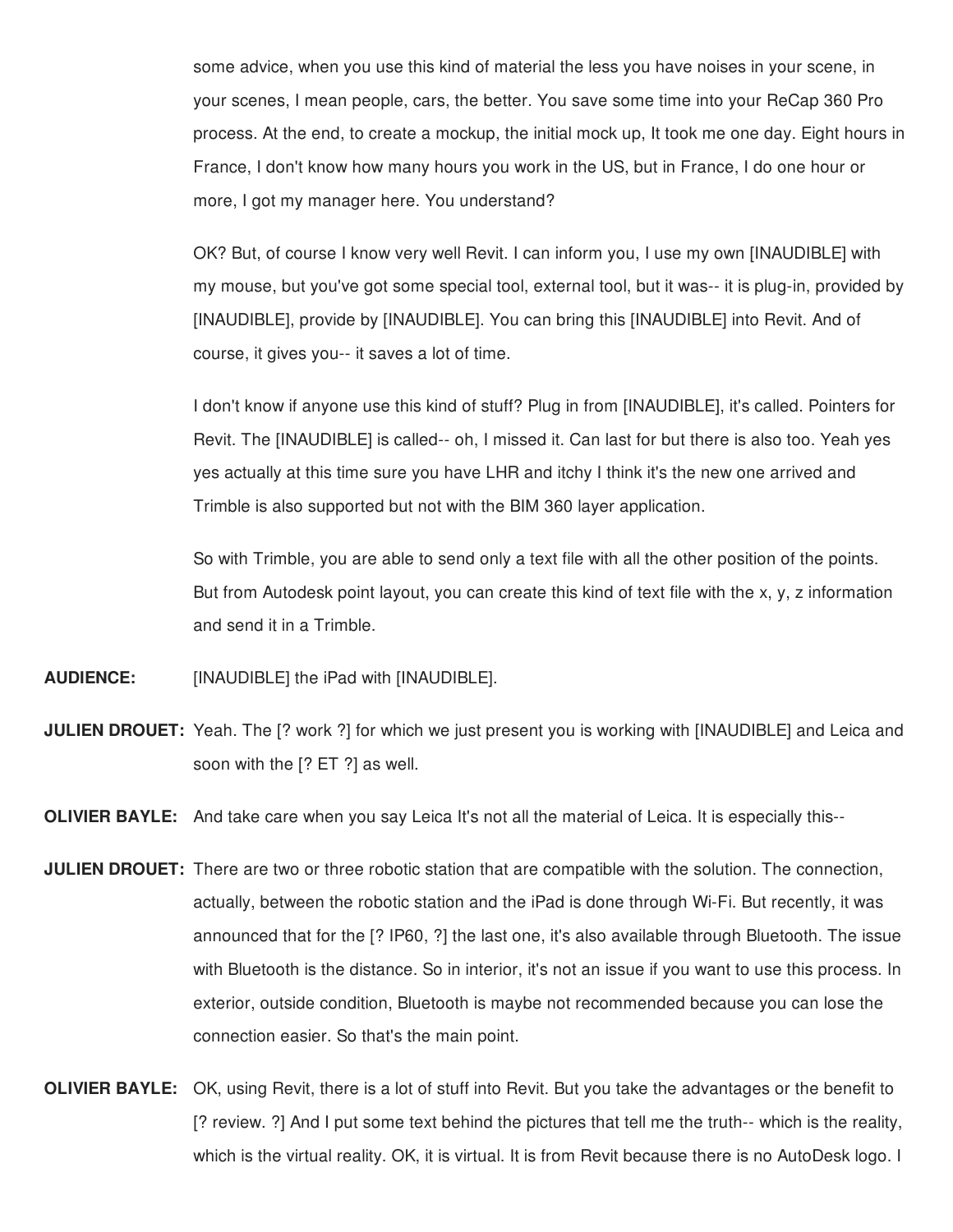some advice, when you use this kind of material the less you have noises in your scene, in your scenes, I mean people, cars, the better. You save some time into your ReCap 360 Pro process. At the end, to create a mockup, the initial mock up, It took me one day. Eight hours in France, I don't know how many hours you work in the US, but in France, I do one hour or more, I got my manager here. You understand?

OK? But, of course I know very well Revit. I can inform you, I use my own [INAUDIBLE] with my mouse, but you've got some special tool, external tool, but it was-- it is plug-in, provided by [INAUDIBLE], provide by [INAUDIBLE]. You can bring this [INAUDIBLE] into Revit. And of course, it gives you-- it saves a lot of time.

I don't know if anyone use this kind of stuff? Plug in from [INAUDIBLE], it's called. Pointers for Revit. The [INAUDIBLE] is called-- oh, I missed it. Can last for but there is also too. Yeah yes yes actually at this time sure you have LHR and itchy I think it's the new one arrived and Trimble is also supported but not with the BIM 360 layer application.

So with Trimble, you are able to send only a text file with all the other position of the points. But from Autodesk point layout, you can create this kind of text file with the x, y, z information and send it in a Trimble.

**AUDIENCE:** [INAUDIBLE] the iPad with [INAUDIBLE].

**JULIEN DROUET:** Yeah. The [? work ?] for which we just present you is working with [INAUDIBLE] and Leica and soon with the [? ET ?] as well.

**OLIVIER BAYLE:** And take care when you say Leica It's not all the material of Leica. It is especially this--

**JULIEN DROUET:** There are two or three robotic station that are compatible with the solution. The connection, actually, between the robotic station and the iPad is done through Wi-Fi. But recently, it was announced that for the [? IP60, ?] the last one, it's also available through Bluetooth. The issue with Bluetooth is the distance. So in interior, it's not an issue if you want to use this process. In exterior, outside condition, Bluetooth is maybe not recommended because you can lose the connection easier. So that's the main point.

**OLIVIER BAYLE:** OK, using Revit, there is a lot of stuff into Revit. But you take the advantages or the benefit to [? review. ?] And I put some text behind the pictures that tell me the truth-- which is the reality, which is the virtual reality. OK, it is virtual. It is from Revit because there is no AutoDesk logo. I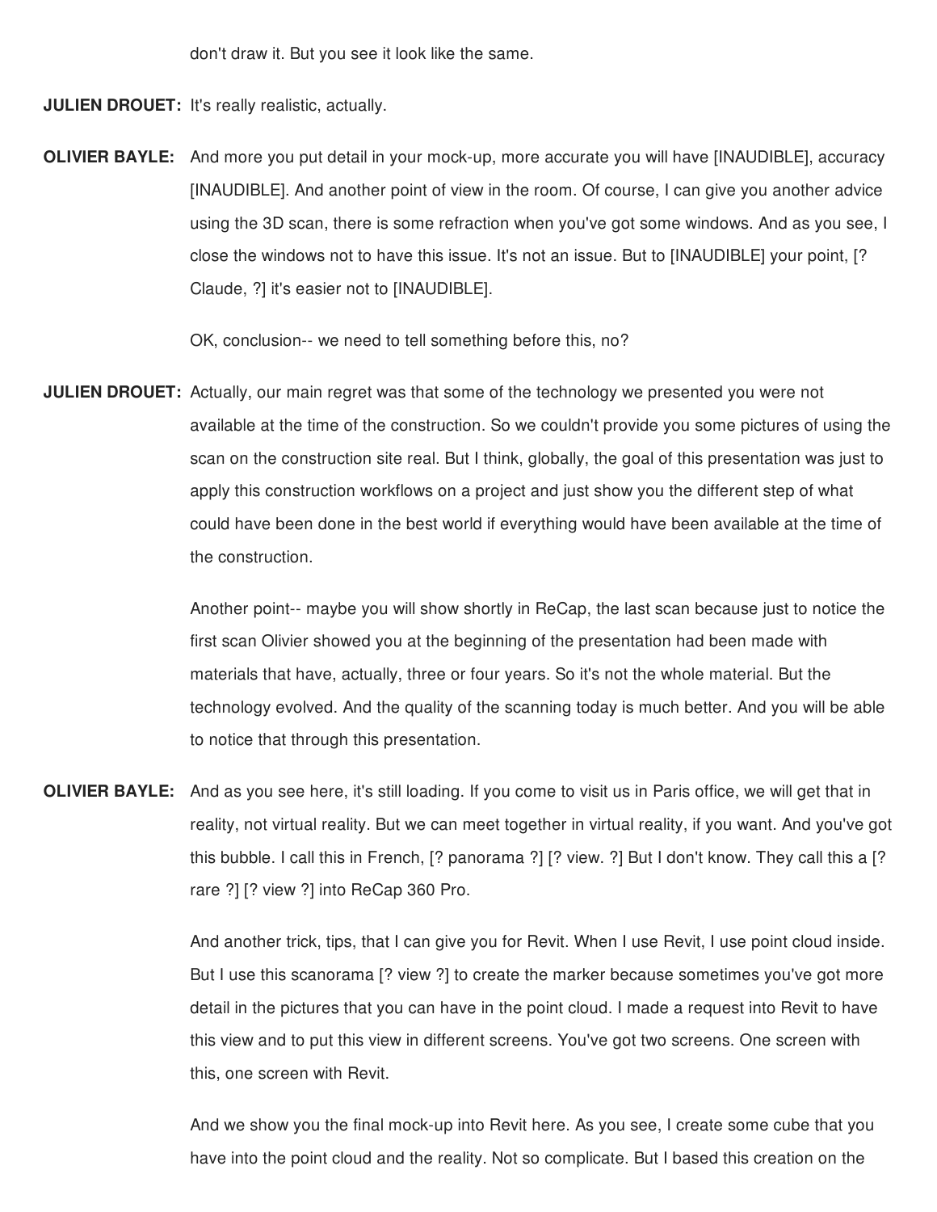don't draw it. But you see it look like the same.

**JULIEN DROUET:** It's really realistic, actually.

**OLIVIER BAYLE:** And more you put detail in your mock-up, more accurate you will have [INAUDIBLE], accuracy [INAUDIBLE]. And another point of view in the room. Of course, I can give you another advice using the 3D scan, there is some refraction when you've got some windows. And as you see, I close the windows not to have this issue. It's not an issue. But to [INAUDIBLE] your point, [? Claude, ?] it's easier not to [INAUDIBLE].

OK, conclusion-- we need to tell something before this, no?

**JULIEN DROUET:** Actually, our main regret was that some of the technology we presented you were not available at the time of the construction. So we couldn't provide you some pictures of using the scan on the construction site real. But I think, globally, the goal of this presentation was just to apply this construction workflows on a project and just show you the different step of what could have been done in the best world if everything would have been available at the time of the construction.

Another point-- maybe you will show shortly in ReCap, the last scan because just to notice the first scan Olivier showed you at the beginning of the presentation had been made with materials that have, actually, three or four years. So it's not the whole material. But the technology evolved. And the quality of the scanning today is much better. And you will be able to notice that through this presentation.

**OLIVIER BAYLE:** And as you see here, it's still loading. If you come to visit us in Paris office, we will get that in reality, not virtual reality. But we can meet together in virtual reality, if you want. And you've got this bubble. I call this in French, [? panorama ?] [? view. ?] But I don't know. They call this a [? rare ?] [? view ?] into ReCap 360 Pro.

And another trick, tips, that I can give you for Revit. When I use Revit, I use point cloud inside. But I use this scanorama [? view ?] to create the marker because sometimes you've got more detail in the pictures that you can have in the point cloud. I made a request into Revit to have this view and to put this view in different screens. You've got two screens. One screen with this, one screen with Revit.

And we show you the final mock-up into Revit here. As you see, I create some cube that you have into the point cloud and the reality. Not so complicate. But I based this creation on the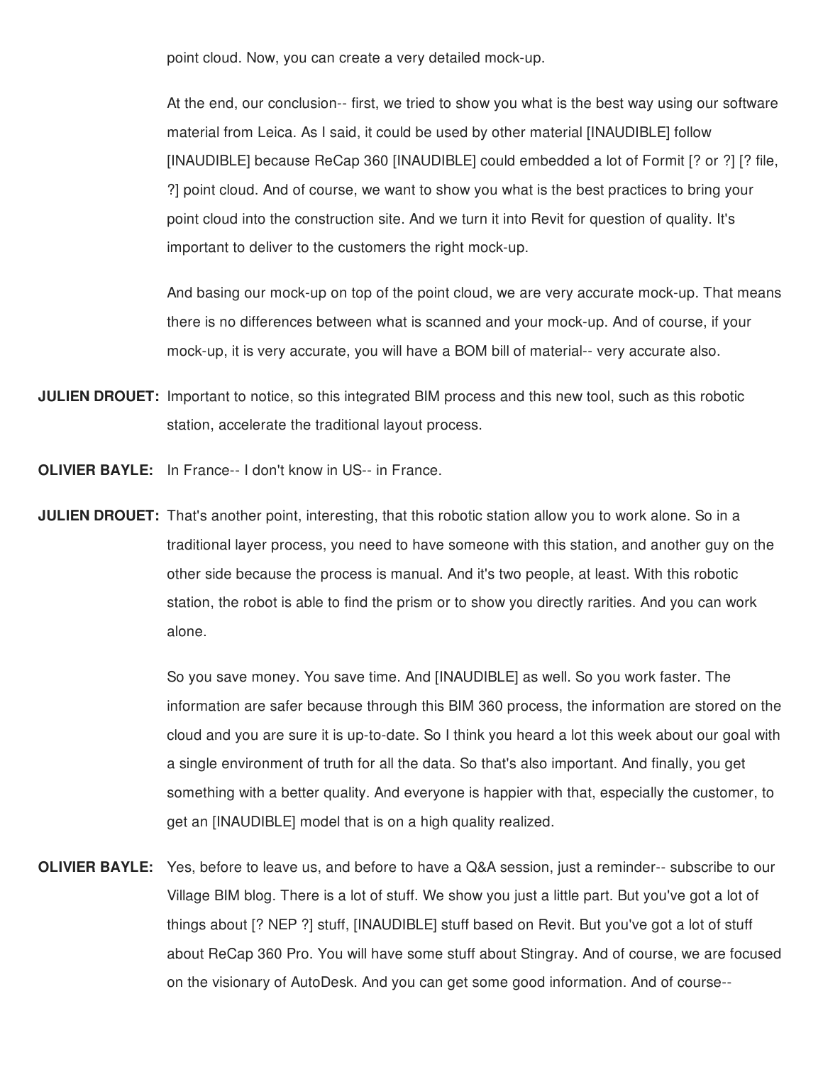point cloud. Now, you can create a very detailed mock-up.

At the end, our conclusion-- first, we tried to show you what is the best way using our software material from Leica. As I said, it could be used by other material [INAUDIBLE] follow [INAUDIBLE] because ReCap 360 [INAUDIBLE] could embedded a lot of Formit [? or ?] [? file, ?] point cloud. And of course, we want to show you what is the best practices to bring your point cloud into the construction site. And we turn it into Revit for question of quality. It's important to deliver to the customers the right mock-up.

And basing our mock-up on top of the point cloud, we are very accurate mock-up. That means there is no differences between what is scanned and your mock-up. And of course, if your mock-up, it is very accurate, you will have a BOM bill of material-- very accurate also.

**JULIEN DROUET:** Important to notice, so this integrated BIM process and this new tool, such as this robotic station, accelerate the traditional layout process.

**OLIVIER BAYLE:** In France-- I don't know in US-- in France.

**JULIEN DROUET:** That's another point, interesting, that this robotic station allow you to work alone. So in a traditional layer process, you need to have someone with this station, and another guy on the other side because the process is manual. And it's two people, at least. With this robotic station, the robot is able to find the prism or to show you directly rarities. And you can work alone.

So you save money. You save time. And [INAUDIBLE] as well. So you work faster. The information are safer because through this BIM 360 process, the information are stored on the cloud and you are sure it is up-to-date. So I think you heard a lot this week about our goal with a single environment of truth for all the data. So that's also important. And finally, you get something with a better quality. And everyone is happier with that, especially the customer, to get an [INAUDIBLE] model that is on a high quality realized.

**OLIVIER BAYLE:** Yes, before to leave us, and before to have a Q&A session, just a reminder-- subscribe to our Village BIM blog. There is a lot of stuff. We show you just a little part. But you've got a lot of things about [? NEP ?] stuff, [INAUDIBLE] stuff based on Revit. But you've got a lot of stuff about ReCap 360 Pro. You will have some stuff about Stingray. And of course, we are focused on the visionary of AutoDesk. And you can get some good information. And of course--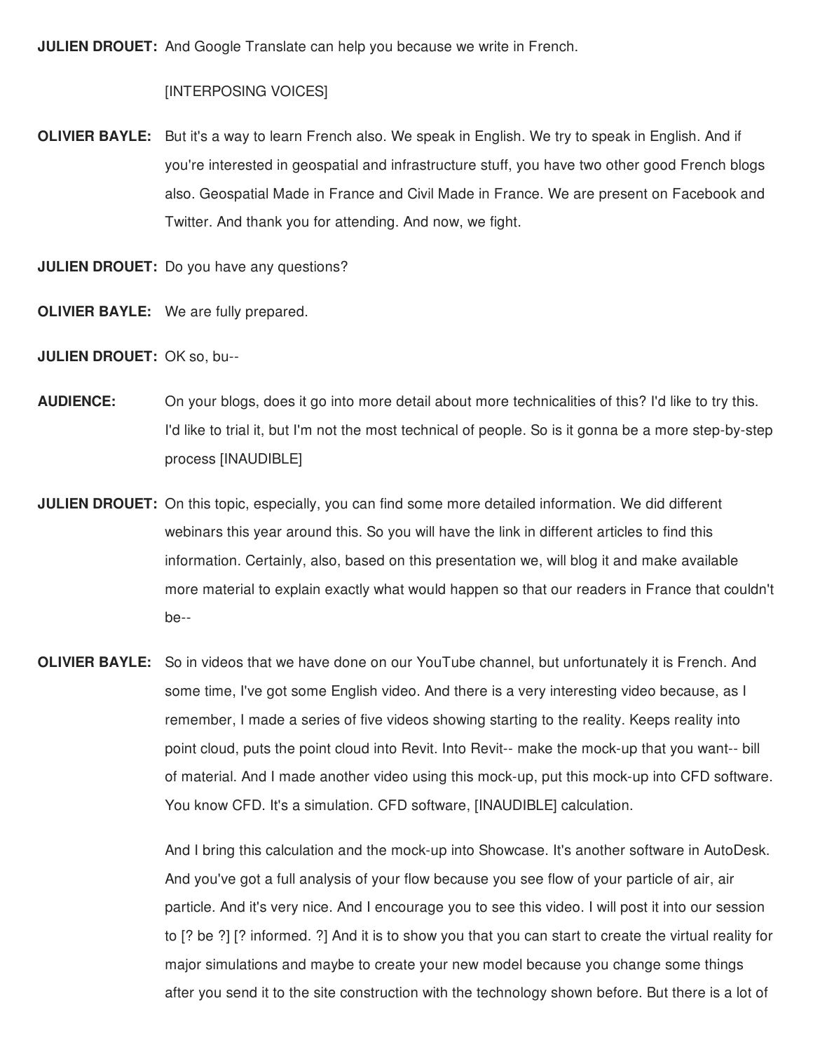**JULIEN DROUET:** And Google Translate can help you because we write in French.

[INTERPOSING VOICES]

**OLIVIER BAYLE:** But it's a way to learn French also. We speak in English. We try to speak in English. And if you're interested in geospatial and infrastructure stuff, you have two other good French blogs also. Geospatial Made in France and Civil Made in France. We are present on Facebook and Twitter. And thank you for attending. And now, we fight.

**JULIEN DROUET:** Do you have any questions?

**OLIVIER BAYLE:** We are fully prepared.

**JULIEN DROUET:** OK so, bu--

**AUDIENCE:** On your blogs, does it go into more detail about more technicalities of this? I'd like to try this. I'd like to trial it, but I'm not the most technical of people. So is it gonna be a more step-by-step process [INAUDIBLE]

**JULIEN DROUET:** On this topic, especially, you can find some more detailed information. We did different webinars this year around this. So you will have the link in different articles to find this information. Certainly, also, based on this presentation we, will blog it and make available more material to explain exactly what would happen so that our readers in France that couldn't be--

**OLIVIER BAYLE:** So in videos that we have done on our YouTube channel, but unfortunately it is French. And some time, I've got some English video. And there is a very interesting video because, as I remember, I made a series of five videos showing starting to the reality. Keeps reality into point cloud, puts the point cloud into Revit. Into Revit-- make the mock-up that you want-- bill of material. And I made another video using this mock-up, put this mock-up into CFD software. You know CFD. It's a simulation. CFD software, [INAUDIBLE] calculation.

And I bring this calculation and the mock-up into Showcase. It's another software in AutoDesk. And you've got a full analysis of your flow because you see flow of your particle of air, air particle. And it's very nice. And I encourage you to see this video. I will post it into our session to [? be ?] [? informed. ?] And it is to show you that you can start to create the virtual reality for major simulations and maybe to create your new model because you change some things after you send it to the site construction with the technology shown before. But there is a lot of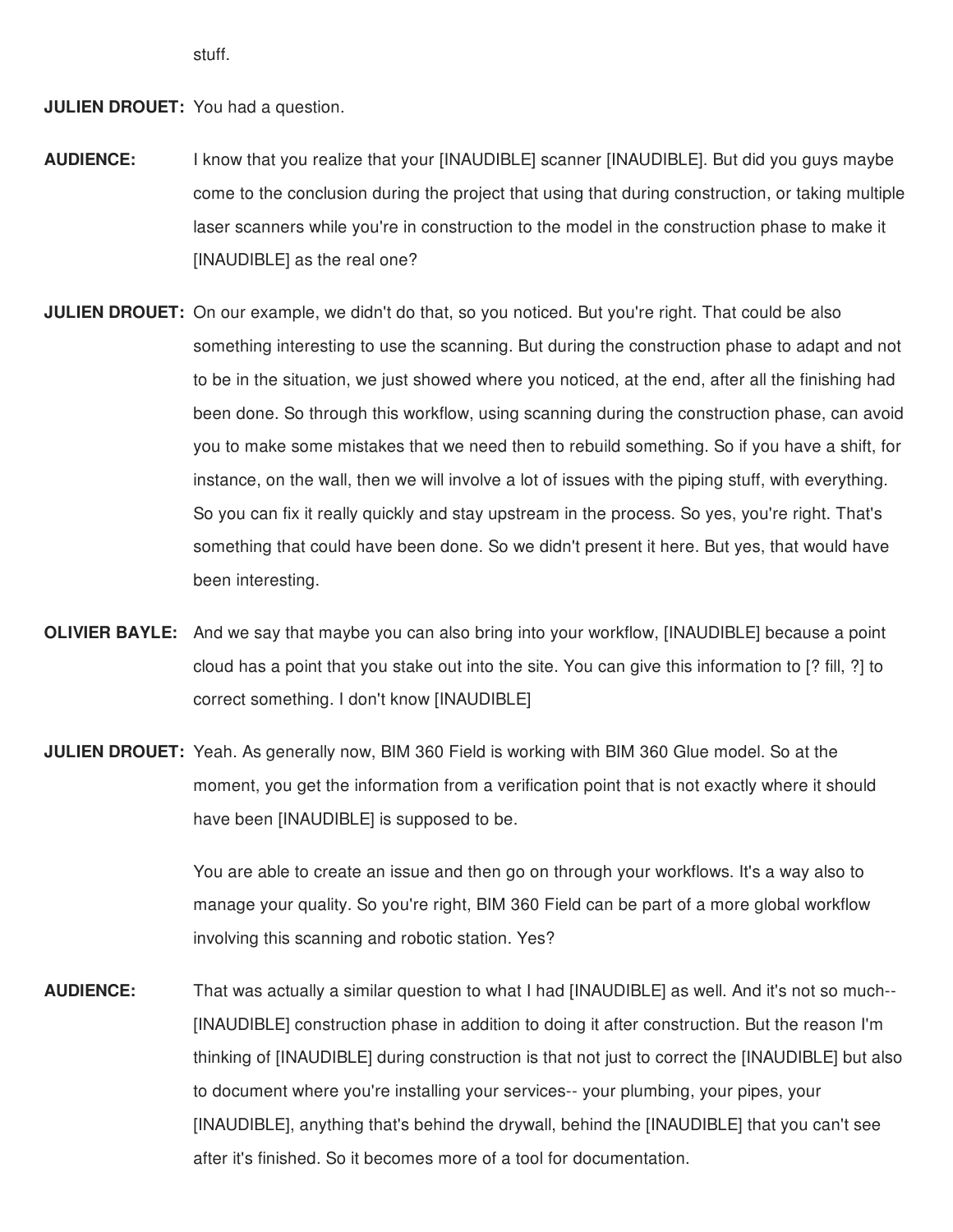stuff.

**JULIEN DROUET:** You had a question.

**AUDIENCE:** I know that you realize that your [INAUDIBLE] scanner [INAUDIBLE]. But did you guys maybe come to the conclusion during the project that using that during construction, or taking multiple laser scanners while you're in construction to the model in the construction phase to make it [INAUDIBLE] as the real one?

**JULIEN DROUET:** On our example, we didn't do that, so you noticed. But you're right. That could be also something interesting to use the scanning. But during the construction phase to adapt and not to be in the situation, we just showed where you noticed, at the end, after all the finishing had been done. So through this workflow, using scanning during the construction phase, can avoid you to make some mistakes that we need then to rebuild something. So if you have a shift, for instance, on the wall, then we will involve a lot of issues with the piping stuff, with everything. So you can fix it really quickly and stay upstream in the process. So yes, you're right. That's something that could have been done. So we didn't present it here. But yes, that would have been interesting.

**OLIVIER BAYLE:** And we say that maybe you can also bring into your workflow, [INAUDIBLE] because a point cloud has a point that you stake out into the site. You can give this information to [? fill, ?] to correct something. I don't know [INAUDIBLE]

**JULIEN DROUET:** Yeah. As generally now, BIM 360 Field is working with BIM 360 Glue model. So at the moment, you get the information from a verification point that is not exactly where it should have been [INAUDIBLE] is supposed to be.

You are able to create an issue and then go on through your workflows. It's a way also to manage your quality. So you're right, BIM 360 Field can be part of a more global workflow involving this scanning and robotic station. Yes?

**AUDIENCE:** That was actually a similar question to what I had [INAUDIBLE] as well. And it's not so much-- [INAUDIBLE] construction phase in addition to doing it after construction. But the reason I'm thinking of [INAUDIBLE] during construction is that not just to correct the [INAUDIBLE] but also to document where you're installing your services-- your plumbing, your pipes, your [INAUDIBLE], anything that's behind the drywall, behind the [INAUDIBLE] that you can't see after it's finished. So it becomes more of a tool for documentation.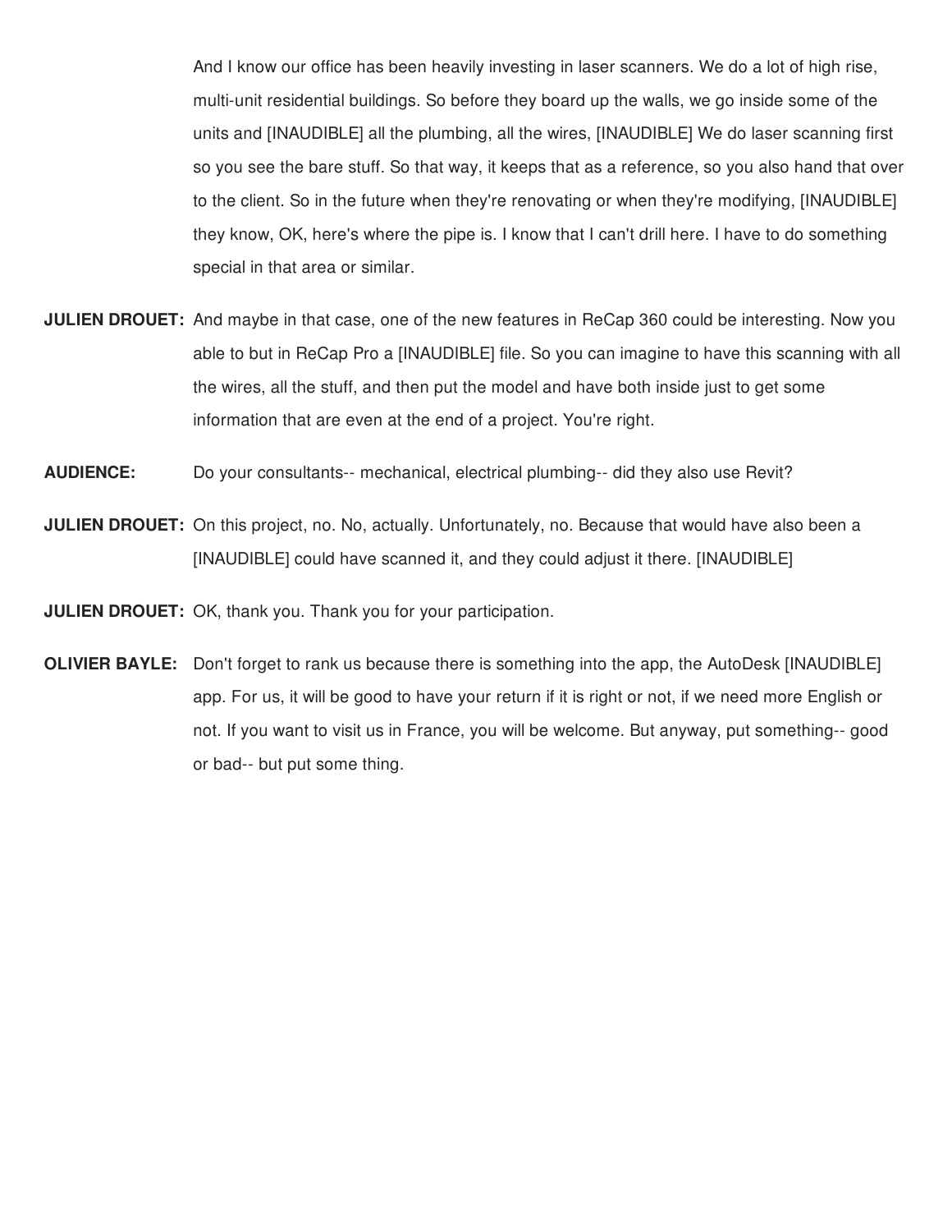And I know our office has been heavily investing in laser scanners. We do a lot of high rise, multi-unit residential buildings. So before they board up the walls, we go inside some of the units and [INAUDIBLE] all the plumbing, all the wires, [INAUDIBLE] We do laser scanning first so you see the bare stuff. So that way, it keeps that as a reference, so you also hand that over to the client. So in the future when they're renovating or when they're modifying, [INAUDIBLE] they know, OK, here's where the pipe is. I know that I can't drill here. I have to do something special in that area or similar.

**JULIEN DROUET:** And maybe in that case, one of the new features in ReCap 360 could be interesting. Now you able to but in ReCap Pro a [INAUDIBLE] file. So you can imagine to have this scanning with all the wires, all the stuff, and then put the model and have both inside just to get some information that are even at the end of a project. You're right.

**AUDIENCE:** Do your consultants-- mechanical, electrical plumbing-- did they also use Revit?

**JULIEN DROUET:** On this project, no. No, actually. Unfortunately, no. Because that would have also been a [INAUDIBLE] could have scanned it, and they could adjust it there. [INAUDIBLE]

**JULIEN DROUET:** OK, thank you. Thank you for your participation.

**OLIVIER BAYLE:** Don't forget to rank us because there is something into the app, the AutoDesk [INAUDIBLE] app. For us, it will be good to have your return if it is right or not, if we need more English or not. If you want to visit us in France, you will be welcome. But anyway, put something-- good or bad-- but put some thing.